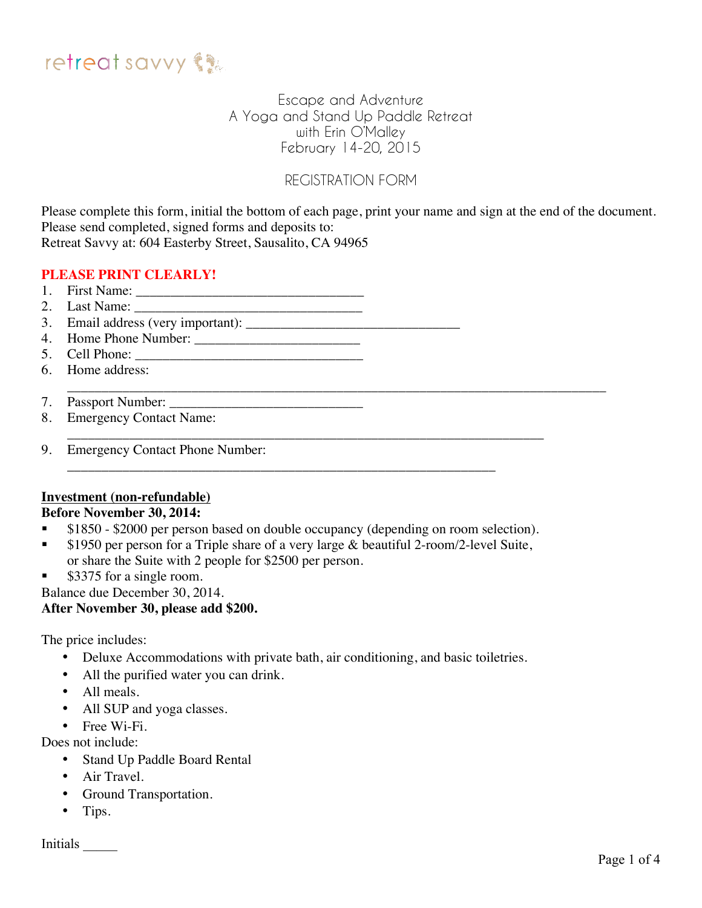retreat savvy

# Escape and Adventure
## A Yoga and Stand Up Paddle Retreat
## with Erin O'Malley
## February 14-20, 2015

## REGISTRATION FORM

Please complete this form, initial the bottom of each page, print your name and sign at the end of the document.
Please send completed, signed forms and deposits to:
Retreat Savvy at: 604 Easterby Street, Sausalito, CA 94965

**PLEASE PRINT CLEARLY!**

1. First Name: ________________________________
2. Last Name: ________________________________
3. Email address (very important): ______________________________
4. Home Phone Number: _______________________
5. Cell Phone: ________________________________
6. Home address:
   ____________________________________________________________________________
7. Passport Number: ___________________________
8. Emergency Contact Name:
   ____________________________________________________________________
9. Emergency Contact Phone Number:
   ______________________________________________________________

**Investment (non-refundable)**

**Before November 30, 2014:**

- $1850 - $2000 per person based on double occupancy (depending on room selection).
- $1950 per person for a Triple share of a very large & beautiful 2-room/2-level Suite, or share the Suite with 2 people for $2500 per person.
- $3375 for a single room.

Balance due December 30, 2014.

**After November 30, please add $200.**

The price includes:

- Deluxe Accommodations with private bath, air conditioning, and basic toiletries.
- All the purified water you can drink.
- All meals.
- All SUP and yoga classes.
- Free Wi-Fi.

Does not include:

- Stand Up Paddle Board Rental
- Air Travel.
- Ground Transportation.
- Tips.

Initials _____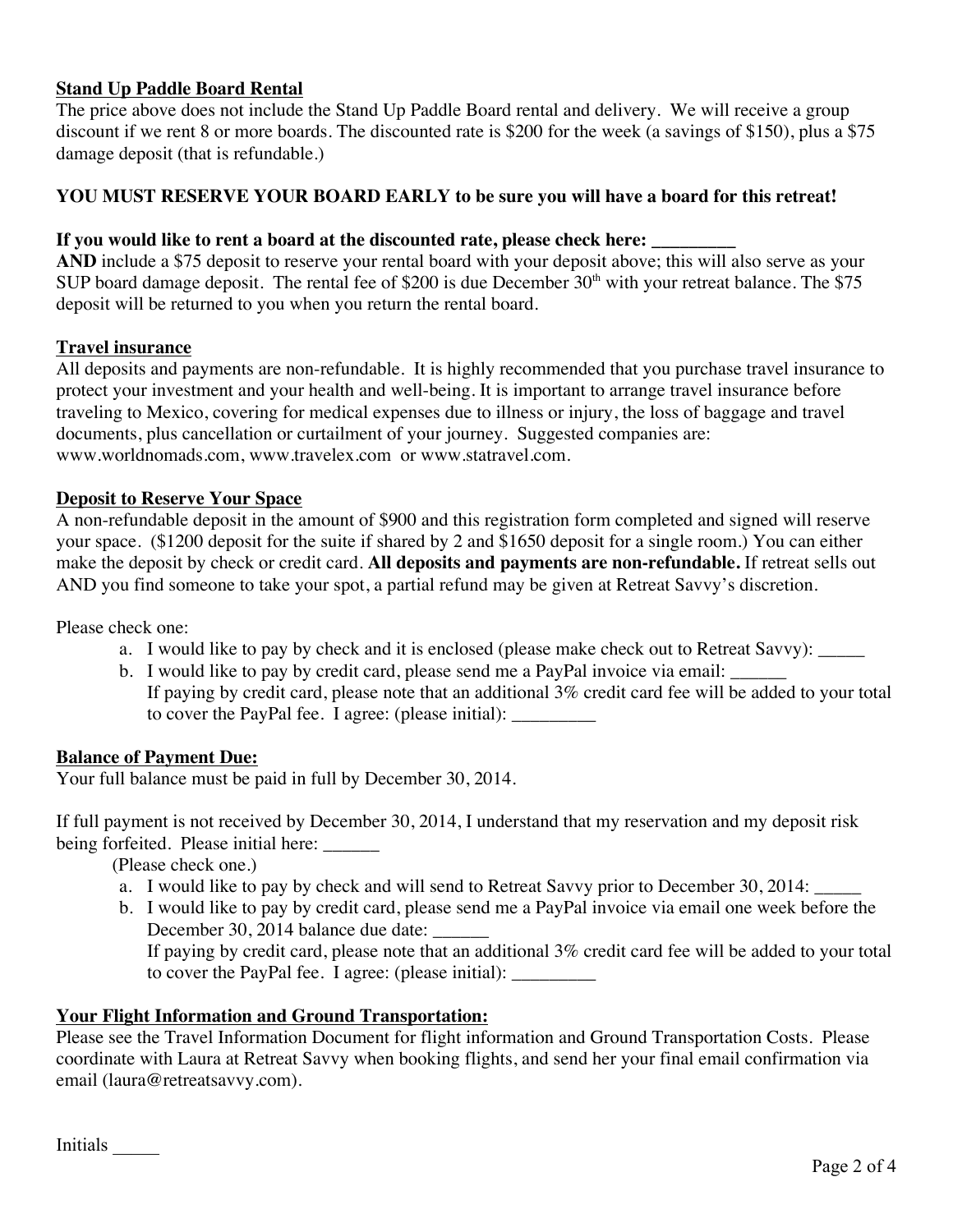**<u>Stand Up Paddle Board Rental</u>**

The price above does not include the Stand Up Paddle Board rental and delivery. We will receive a group discount if we rent 8 or more boards. The discounted rate is $200 for the week (a savings of $150), plus a $75 damage deposit (that is refundable.)

**YOU MUST RESERVE YOUR BOARD EARLY to be sure you will have a board for this retreat!**

**If you would like to rent a board at the discounted rate, please check here: _________**

**AND** include a $75 deposit to reserve your rental board with your deposit above; this will also serve as your SUP board damage deposit. The rental fee of $200 is due December 30th with your retreat balance. The $75 deposit will be returned to you when you return the rental board.

**<u>Travel insurance</u>**

All deposits and payments are non-refundable. It is highly recommended that you purchase travel insurance to protect your investment and your health and well-being. It is important to arrange travel insurance before traveling to Mexico, covering for medical expenses due to illness or injury, the loss of baggage and travel documents, plus cancellation or curtailment of your journey. Suggested companies are: www.worldnomads.com, www.travelex.com or www.statravel.com.

**<u>Deposit to Reserve Your Space</u>**

A non-refundable deposit in the amount of $900 and this registration form completed and signed will reserve your space. ($1200 deposit for the suite if shared by 2 and $1650 deposit for a single room.) You can either make the deposit by check or credit card. **All deposits and payments are non-refundable.** If retreat sells out AND you find someone to take your spot, a partial refund may be given at Retreat Savvy's discretion.

Please check one:

a. I would like to pay by check and it is enclosed (please make check out to Retreat Savvy): _____
b. I would like to pay by credit card, please send me a PayPal invoice via email: ______
   If paying by credit card, please note that an additional 3% credit card fee will be added to your total to cover the PayPal fee. I agree: (please initial): _________

**<u>Balance of Payment Due:</u>**

Your full balance must be paid in full by December 30, 2014.

If full payment is not received by December 30, 2014, I understand that my reservation and my deposit risk being forfeited. Please initial here: ______

(Please check one.)

a. I would like to pay by check and will send to Retreat Savvy prior to December 30, 2014: _____
b. I would like to pay by credit card, please send me a PayPal invoice via email one week before the December 30, 2014 balance due date: ______
   If paying by credit card, please note that an additional 3% credit card fee will be added to your total to cover the PayPal fee. I agree: (please initial): _________

**<u>Your Flight Information and Ground Transportation:</u>**

Please see the Travel Information Document for flight information and Ground Transportation Costs. Please coordinate with Laura at Retreat Savvy when booking flights, and send her your final email confirmation via email (laura@retreatsavvy.com).

Initials _____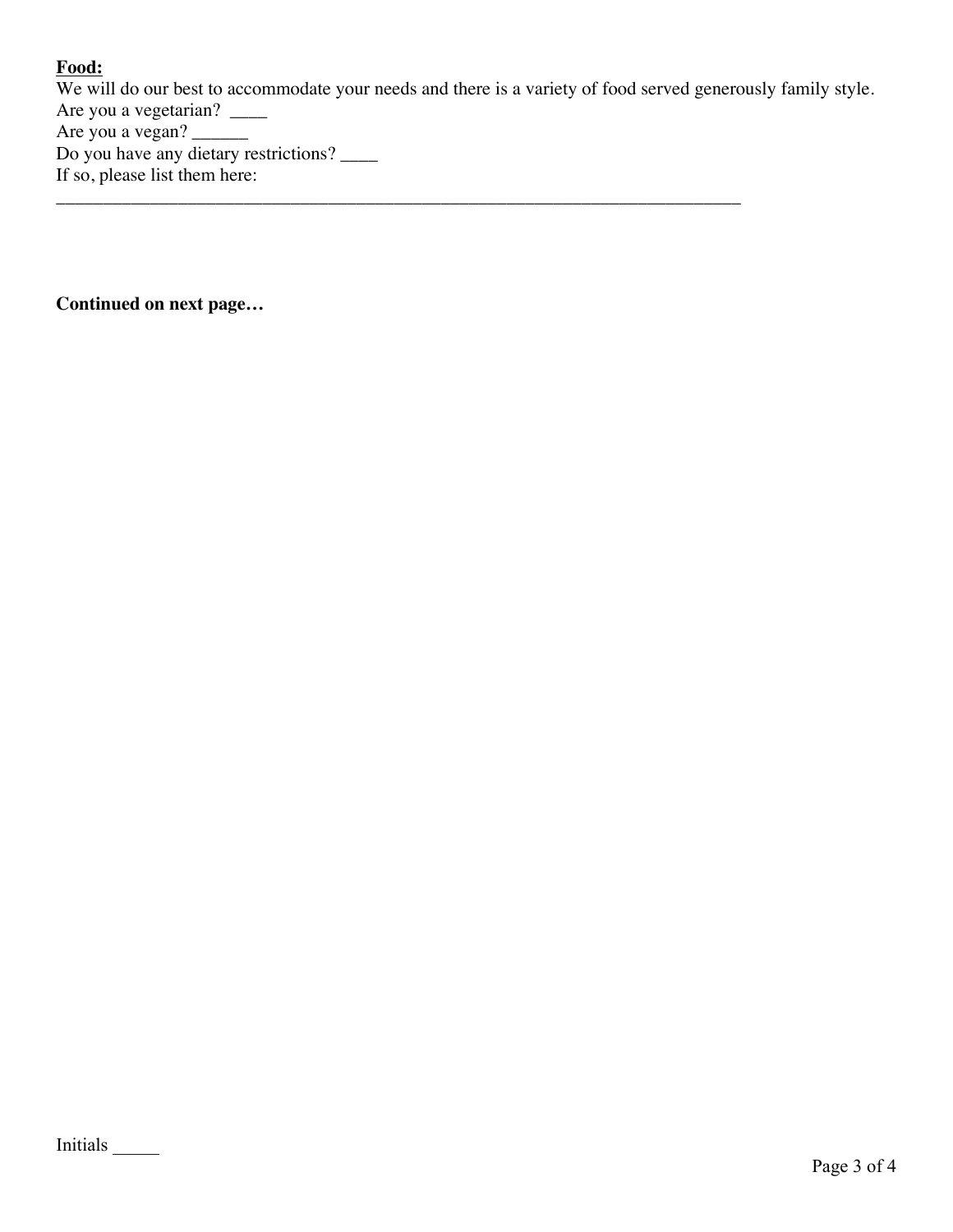**<u>Food:</u>**

We will do our best to accommodate your needs and there is a variety of food served generously family style.

Are you a vegetarian? ____

Are you a vegan? ______

Do you have any dietary restrictions? ____

If so, please list them here:

_____________________________________________________________________________

**Continued on next page…**

Initials _____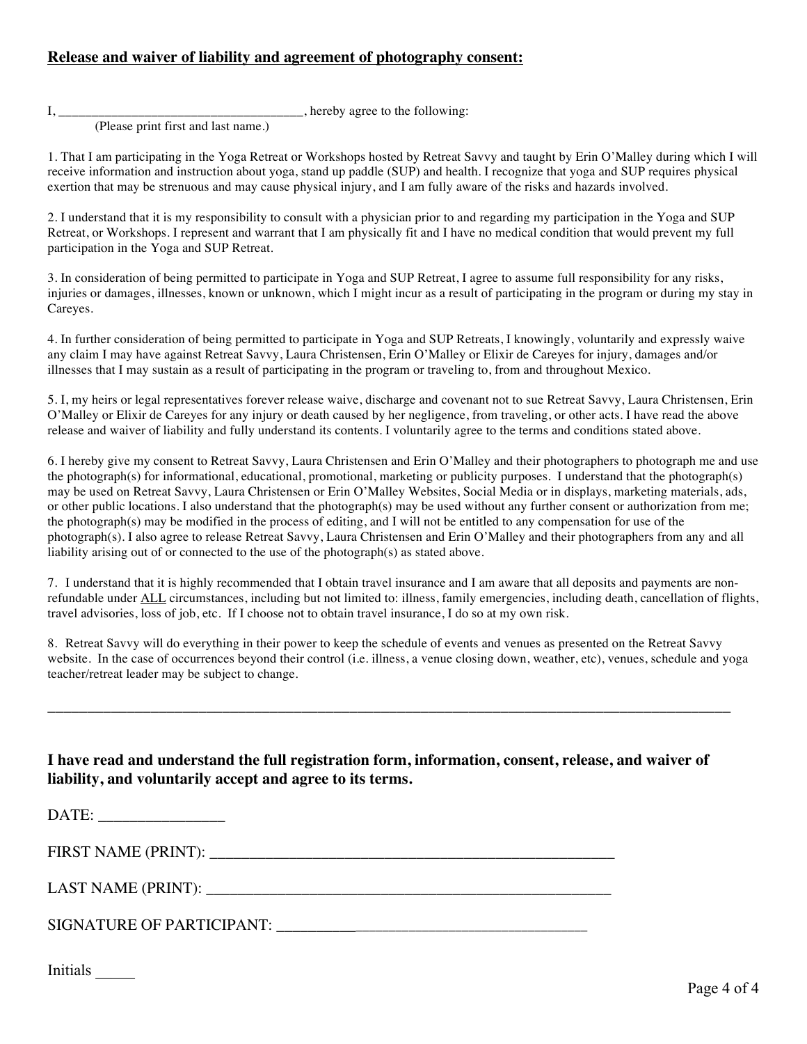**Release and waiver of liability and agreement of photography consent:**

I, ____________________________________, hereby agree to the following:
(Please print first and last name.)

1. That I am participating in the Yoga Retreat or Workshops hosted by Retreat Savvy and taught by Erin O'Malley during which I will receive information and instruction about yoga, stand up paddle (SUP) and health. I recognize that yoga and SUP requires physical exertion that may be strenuous and may cause physical injury, and I am fully aware of the risks and hazards involved.

2. I understand that it is my responsibility to consult with a physician prior to and regarding my participation in the Yoga and SUP Retreat, or Workshops. I represent and warrant that I am physically fit and I have no medical condition that would prevent my full participation in the Yoga and SUP Retreat.

3. In consideration of being permitted to participate in Yoga and SUP Retreat, I agree to assume full responsibility for any risks, injuries or damages, illnesses, known or unknown, which I might incur as a result of participating in the program or during my stay in Careyes.

4. In further consideration of being permitted to participate in Yoga and SUP Retreats, I knowingly, voluntarily and expressly waive any claim I may have against Retreat Savvy, Laura Christensen, Erin O'Malley or Elixir de Careyes for injury, damages and/or illnesses that I may sustain as a result of participating in the program or traveling to, from and throughout Mexico.

5. I, my heirs or legal representatives forever release waive, discharge and covenant not to sue Retreat Savvy, Laura Christensen, Erin O'Malley or Elixir de Careyes for any injury or death caused by her negligence, from traveling, or other acts. I have read the above release and waiver of liability and fully understand its contents. I voluntarily agree to the terms and conditions stated above.

6. I hereby give my consent to Retreat Savvy, Laura Christensen and Erin O'Malley and their photographers to photograph me and use the photograph(s) for informational, educational, promotional, marketing or publicity purposes. I understand that the photograph(s) may be used on Retreat Savvy, Laura Christensen or Erin O'Malley Websites, Social Media or in displays, marketing materials, ads, or other public locations. I also understand that the photograph(s) may be used without any further consent or authorization from me; the photograph(s) may be modified in the process of editing, and I will not be entitled to any compensation for use of the photograph(s). I also agree to release Retreat Savvy, Laura Christensen and Erin O'Malley and their photographers from any and all liability arising out of or connected to the use of the photograph(s) as stated above.

7. I understand that it is highly recommended that I obtain travel insurance and I am aware that all deposits and payments are non-refundable under ALL circumstances, including but not limited to: illness, family emergencies, including death, cancellation of flights, travel advisories, loss of job, etc. If I choose not to obtain travel insurance, I do so at my own risk.

8. Retreat Savvy will do everything in their power to keep the schedule of events and venues as presented on the Retreat Savvy website. In the case of occurrences beyond their control (i.e. illness, a venue closing down, weather, etc), venues, schedule and yoga teacher/retreat leader may be subject to change.

---

**I have read and understand the full registration form, information, consent, release, and waiver of liability, and voluntarily accept and agree to its terms.**

DATE: ________________

FIRST NAME (PRINT): ______________________________________________________

LAST NAME (PRINT): ______________________________________________________

SIGNATURE OF PARTICIPANT: __________________________________________

Initials _____